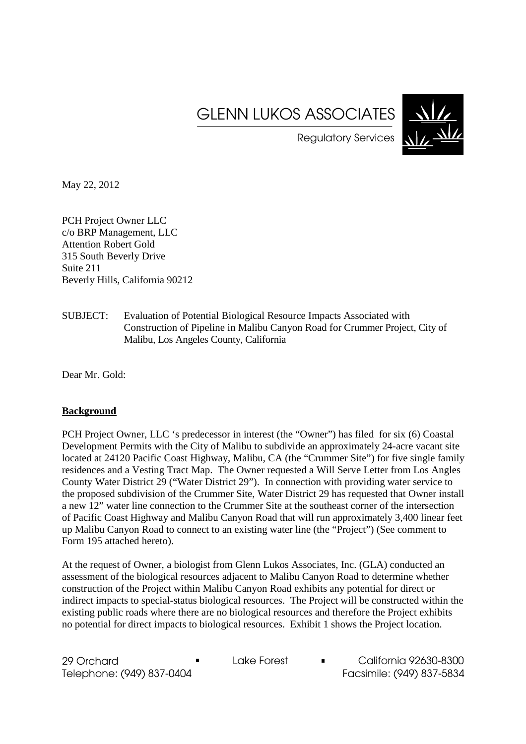# GLENN LUKOS ASSOCIATES

Regulatory Services

May 22, 2012

PCH Project Owner LLC
c/o BRP Management, LLC
Attention Robert Gold
315 South Beverly Drive
Suite 211
Beverly Hills, California 90212

SUBJECT: Evaluation of Potential Biological Resource Impacts Associated with Construction of Pipeline in Malibu Canyon Road for Crummer Project, City of Malibu, Los Angeles County, California

Dear Mr. Gold:

**Background**

PCH Project Owner, LLC 's predecessor in interest (the "Owner") has filed for six (6) Coastal Development Permits with the City of Malibu to subdivide an approximately 24-acre vacant site located at 24120 Pacific Coast Highway, Malibu, CA (the "Crummer Site") for five single family residences and a Vesting Tract Map. The Owner requested a Will Serve Letter from Los Angles County Water District 29 ("Water District 29"). In connection with providing water service to the proposed subdivision of the Crummer Site, Water District 29 has requested that Owner install a new 12" water line connection to the Crummer Site at the southeast corner of the intersection of Pacific Coast Highway and Malibu Canyon Road that will run approximately 3,400 linear feet up Malibu Canyon Road to connect to an existing water line (the "Project") (See comment to Form 195 attached hereto).

At the request of Owner, a biologist from Glenn Lukos Associates, Inc. (GLA) conducted an assessment of the biological resources adjacent to Malibu Canyon Road to determine whether construction of the Project within Malibu Canyon Road exhibits any potential for direct or indirect impacts to special-status biological resources. The Project will be constructed within the existing public roads where there are no biological resources and therefore the Project exhibits no potential for direct impacts to biological resources. Exhibit 1 shows the Project location.

29 Orchard ▪ Lake Forest ▪ California 92630-8300
Telephone: (949) 837-0404 Facsimile: (949) 837-5834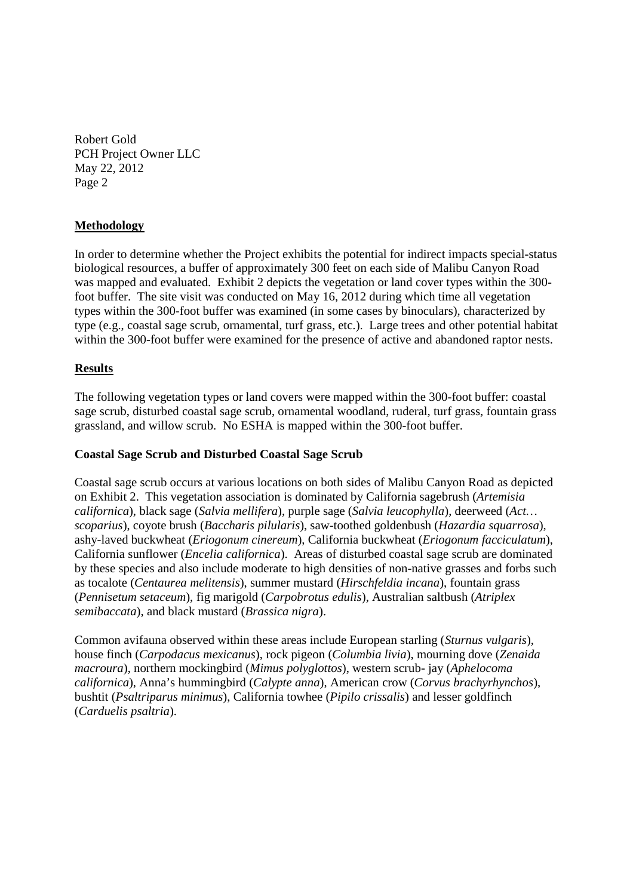Robert Gold
PCH Project Owner LLC
May 22, 2012
Page 2

## Methodology

In order to determine whether the Project exhibits the potential for indirect impacts special-status biological resources, a buffer of approximately 300 feet on each side of Malibu Canyon Road was mapped and evaluated. Exhibit 2 depicts the vegetation or land cover types within the 300-foot buffer. The site visit was conducted on May 16, 2012 during which time all vegetation types within the 300-foot buffer was examined (in some cases by binoculars), characterized by type (e.g., coastal sage scrub, ornamental, turf grass, etc.). Large trees and other potential habitat within the 300-foot buffer were examined for the presence of active and abandoned raptor nests.

## Results

The following vegetation types or land covers were mapped within the 300-foot buffer: coastal sage scrub, disturbed coastal sage scrub, ornamental woodland, ruderal, turf grass, fountain grass grassland, and willow scrub. No ESHA is mapped within the 300-foot buffer.

### Coastal Sage Scrub and Disturbed Coastal Sage Scrub

Coastal sage scrub occurs at various locations on both sides of Malibu Canyon Road as depicted on Exhibit 2. This vegetation association is dominated by California sagebrush (*Artemisia californica*), black sage (*Salvia mellifera*), purple sage (*Salvia leucophylla*), deerweed (*Act… scoparius*), coyote brush (*Baccharis pilularis*), saw-toothed goldenbush (*Hazardia squarrosa*), ashy-laved buckwheat (*Eriogonum cinereum*), California buckwheat (*Eriogonum facciculatum*), California sunflower (*Encelia californica*). Areas of disturbed coastal sage scrub are dominated by these species and also include moderate to high densities of non-native grasses and forbs such as tocalote (*Centaurea melitensis*), summer mustard (*Hirschfeldia incana*), fountain grass (*Pennisetum setaceum*), fig marigold (*Carpobrotus edulis*), Australian saltbush (*Atriplex semibaccata*), and black mustard (*Brassica nigra*).

Common avifauna observed within these areas include European starling (*Sturnus vulgaris*), house finch (*Carpodacus mexicanus*), rock pigeon (*Columbia livia*), mourning dove (*Zenaida macroura*), northern mockingbird (*Mimus polyglottos*), western scrub- jay (*Aphelocoma californica*), Anna's hummingbird (*Calypte anna*), American crow (*Corvus brachyrhynchos*), bushtit (*Psaltriparus minimus*), California towhee (*Pipilo crissalis*) and lesser goldfinch (*Carduelis psaltria*).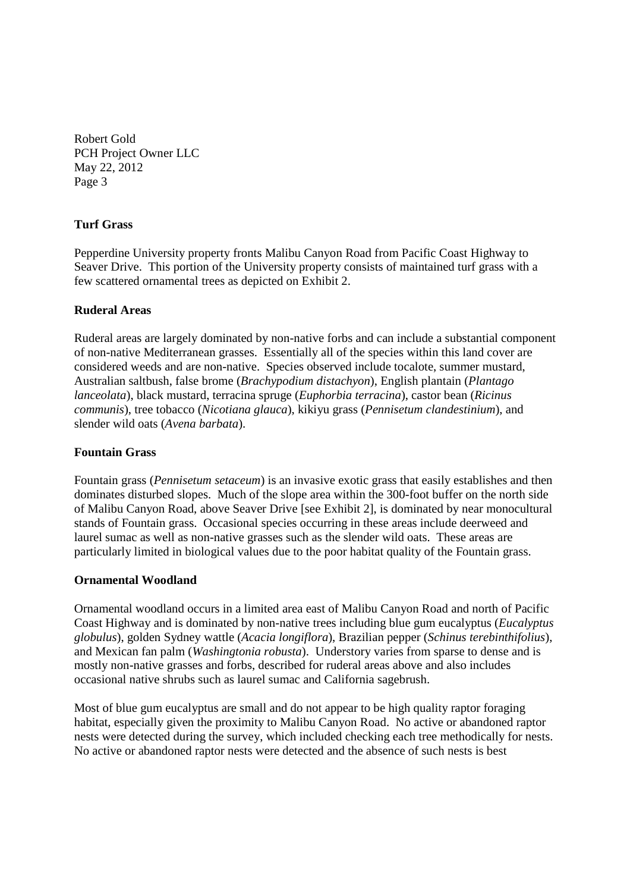Robert Gold
PCH Project Owner LLC
May 22, 2012

### Turf Grass

Pepperdine University property fronts Malibu Canyon Road from Pacific Coast Highway to Seaver Drive. This portion of the University property consists of maintained turf grass with a few scattered ornamental trees as depicted on Exhibit 2.

### Ruderal Areas

Ruderal areas are largely dominated by non-native forbs and can include a substantial component of non-native Mediterranean grasses. Essentially all of the species within this land cover are considered weeds and are non-native. Species observed include tocalote, summer mustard, Australian saltbush, false brome (*Brachypodium distachyon*), English plantain (*Plantago lanceolata*), black mustard, terracina spruge (*Euphorbia terracina*), castor bean (*Ricinus communis*), tree tobacco (*Nicotiana glauca*), kikiyu grass (*Pennisetum clandestinium*), and slender wild oats (*Avena barbata*).

### Fountain Grass

Fountain grass (*Pennisetum setaceum*) is an invasive exotic grass that easily establishes and then dominates disturbed slopes. Much of the slope area within the 300-foot buffer on the north side of Malibu Canyon Road, above Seaver Drive [see Exhibit 2], is dominated by near monocultural stands of Fountain grass. Occasional species occurring in these areas include deerweed and laurel sumac as well as non-native grasses such as the slender wild oats. These areas are particularly limited in biological values due to the poor habitat quality of the Fountain grass.

### Ornamental Woodland

Ornamental woodland occurs in a limited area east of Malibu Canyon Road and north of Pacific Coast Highway and is dominated by non-native trees including blue gum eucalyptus (*Eucalyptus globulus*), golden Sydney wattle (*Acacia longiflora*), Brazilian pepper (*Schinus terebinthifolius*), and Mexican fan palm (*Washingtonia robusta*). Understory varies from sparse to dense and is mostly non-native grasses and forbs, described for ruderal areas above and also includes occasional native shrubs such as laurel sumac and California sagebrush.

Most of blue gum eucalyptus are small and do not appear to be high quality raptor foraging habitat, especially given the proximity to Malibu Canyon Road. No active or abandoned raptor nests were detected during the survey, which included checking each tree methodically for nests. No active or abandoned raptor nests were detected and the absence of such nests is best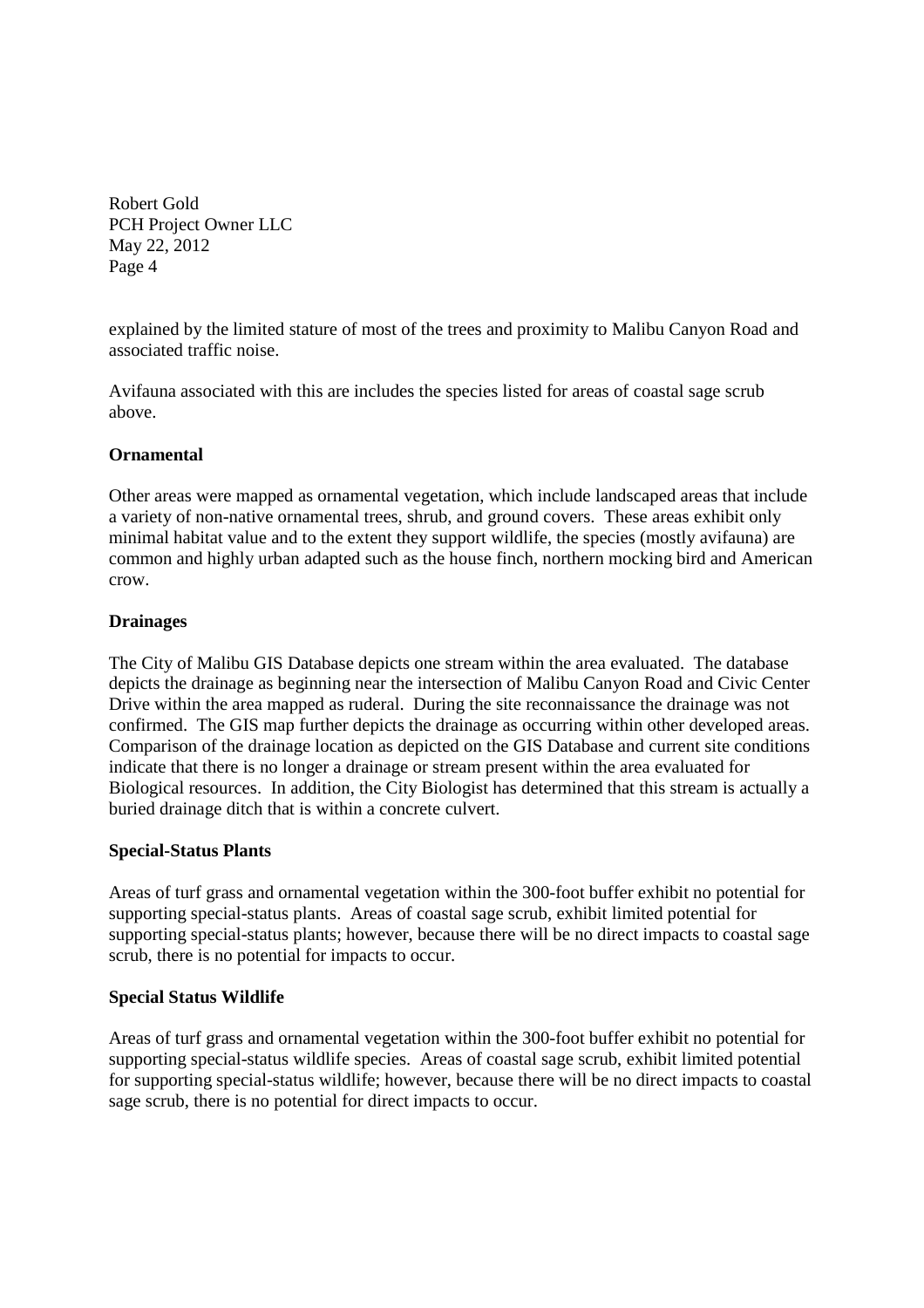explained by the limited stature of most of the trees and proximity to Malibu Canyon Road and associated traffic noise.

Avifauna associated with this are includes the species listed for areas of coastal sage scrub above.

**Ornamental**

Other areas were mapped as ornamental vegetation, which include landscaped areas that include a variety of non-native ornamental trees, shrub, and ground covers. These areas exhibit only minimal habitat value and to the extent they support wildlife, the species (mostly avifauna) are common and highly urban adapted such as the house finch, northern mocking bird and American crow.

**Drainages**

The City of Malibu GIS Database depicts one stream within the area evaluated. The database depicts the drainage as beginning near the intersection of Malibu Canyon Road and Civic Center Drive within the area mapped as ruderal. During the site reconnaissance the drainage was not confirmed. The GIS map further depicts the drainage as occurring within other developed areas. Comparison of the drainage location as depicted on the GIS Database and current site conditions indicate that there is no longer a drainage or stream present within the area evaluated for Biological resources. In addition, the City Biologist has determined that this stream is actually a buried drainage ditch that is within a concrete culvert.

**Special-Status Plants**

Areas of turf grass and ornamental vegetation within the 300-foot buffer exhibit no potential for supporting special-status plants. Areas of coastal sage scrub, exhibit limited potential for supporting special-status plants; however, because there will be no direct impacts to coastal sage scrub, there is no potential for impacts to occur.

**Special Status Wildlife**

Areas of turf grass and ornamental vegetation within the 300-foot buffer exhibit no potential for supporting special-status wildlife species. Areas of coastal sage scrub, exhibit limited potential for supporting special-status wildlife; however, because there will be no direct impacts to coastal sage scrub, there is no potential for direct impacts to occur.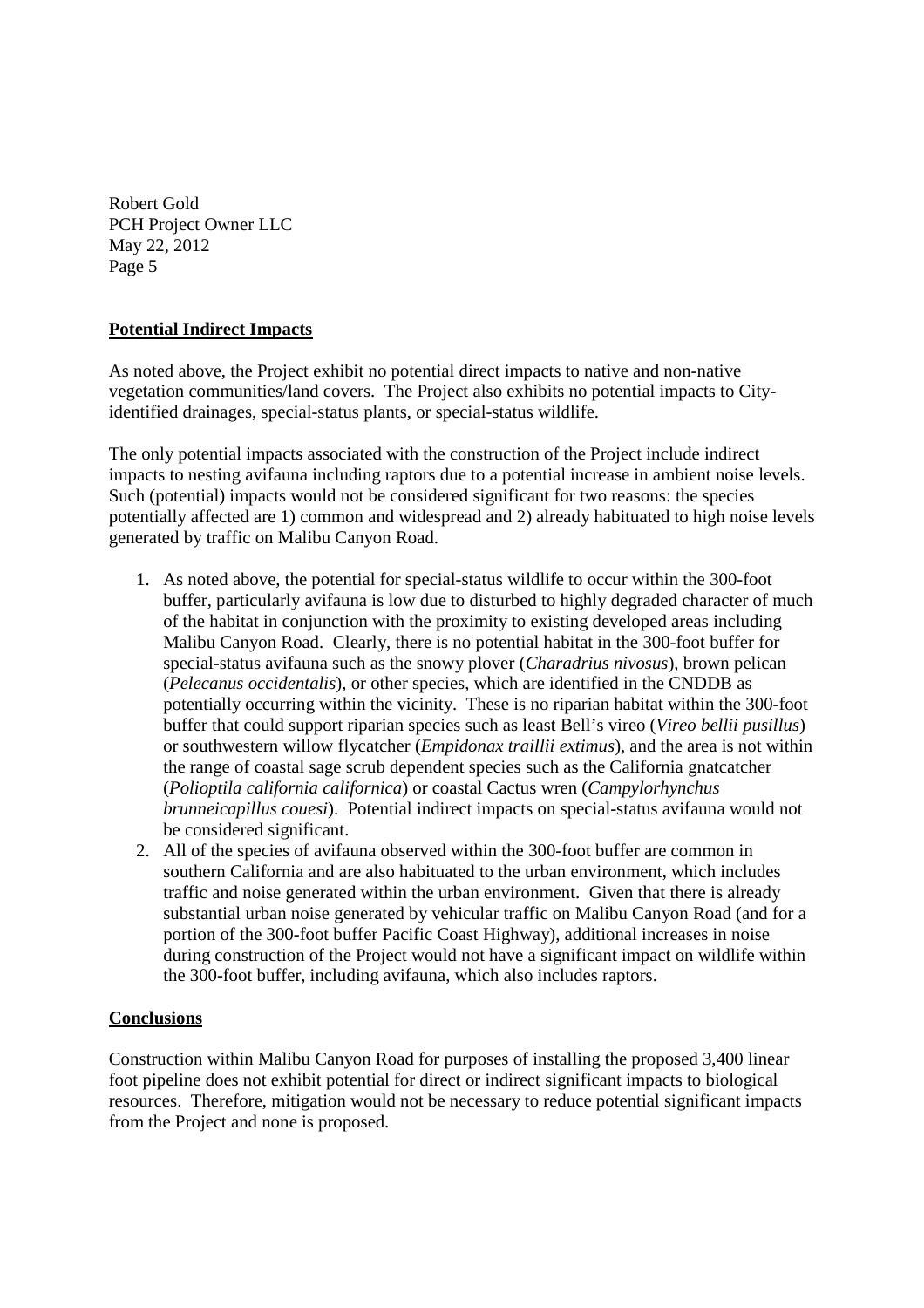## **Potential Indirect Impacts**

As noted above, the Project exhibit no potential direct impacts to native and non-native vegetation communities/land covers. The Project also exhibits no potential impacts to City-identified drainages, special-status plants, or special-status wildlife.

The only potential impacts associated with the construction of the Project include indirect impacts to nesting avifauna including raptors due to a potential increase in ambient noise levels. Such (potential) impacts would not be considered significant for two reasons: the species potentially affected are 1) common and widespread and 2) already habituated to high noise levels generated by traffic on Malibu Canyon Road.

1. As noted above, the potential for special-status wildlife to occur within the 300-foot buffer, particularly avifauna is low due to disturbed to highly degraded character of much of the habitat in conjunction with the proximity to existing developed areas including Malibu Canyon Road. Clearly, there is no potential habitat in the 300-foot buffer for special-status avifauna such as the snowy plover (*Charadrius nivosus*), brown pelican (*Pelecanus occidentalis*), or other species, which are identified in the CNDDB as potentially occurring within the vicinity. These is no riparian habitat within the 300-foot buffer that could support riparian species such as least Bell's vireo (*Vireo bellii pusillus*) or southwestern willow flycatcher (*Empidonax traillii extimus*), and the area is not within the range of coastal sage scrub dependent species such as the California gnatcatcher (*Polioptila california californica*) or coastal Cactus wren (*Campylorhynchus brunneicapillus couesi*). Potential indirect impacts on special-status avifauna would not be considered significant.
2. All of the species of avifauna observed within the 300-foot buffer are common in southern California and are also habituated to the urban environment, which includes traffic and noise generated within the urban environment. Given that there is already substantial urban noise generated by vehicular traffic on Malibu Canyon Road (and for a portion of the 300-foot buffer Pacific Coast Highway), additional increases in noise during construction of the Project would not have a significant impact on wildlife within the 300-foot buffer, including avifauna, which also includes raptors.

## **Conclusions**

Construction within Malibu Canyon Road for purposes of installing the proposed 3,400 linear foot pipeline does not exhibit potential for direct or indirect significant impacts to biological resources. Therefore, mitigation would not be necessary to reduce potential significant impacts from the Project and none is proposed.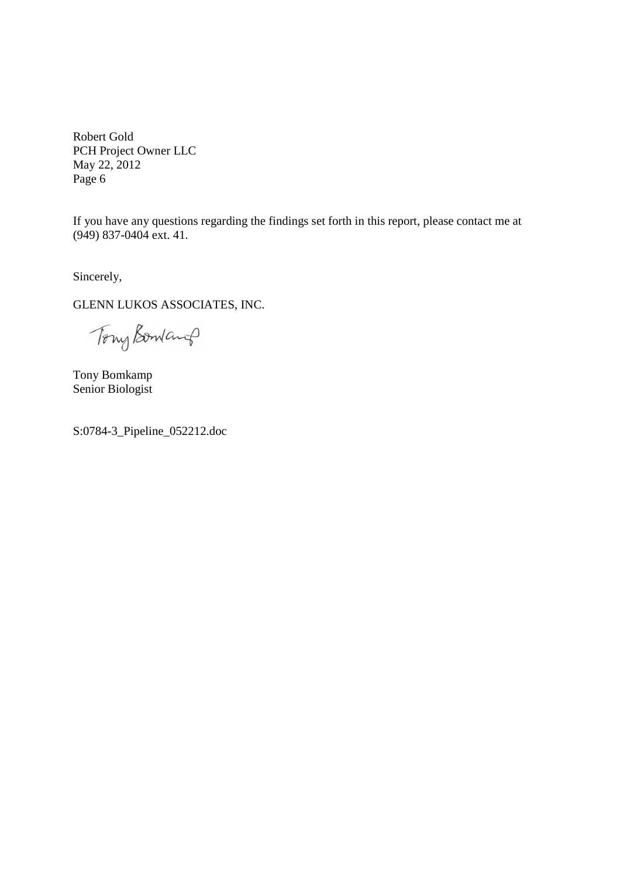Robert Gold
PCH Project Owner LLC
May 22, 2012
Page 6

If you have any questions regarding the findings set forth in this report, please contact me at (949) 837-0404 ext. 41.

Sincerely,

GLENN LUKOS ASSOCIATES, INC.

Tony Bomkamp

Tony Bomkamp
Senior Biologist

S:0784-3_Pipeline_052212.doc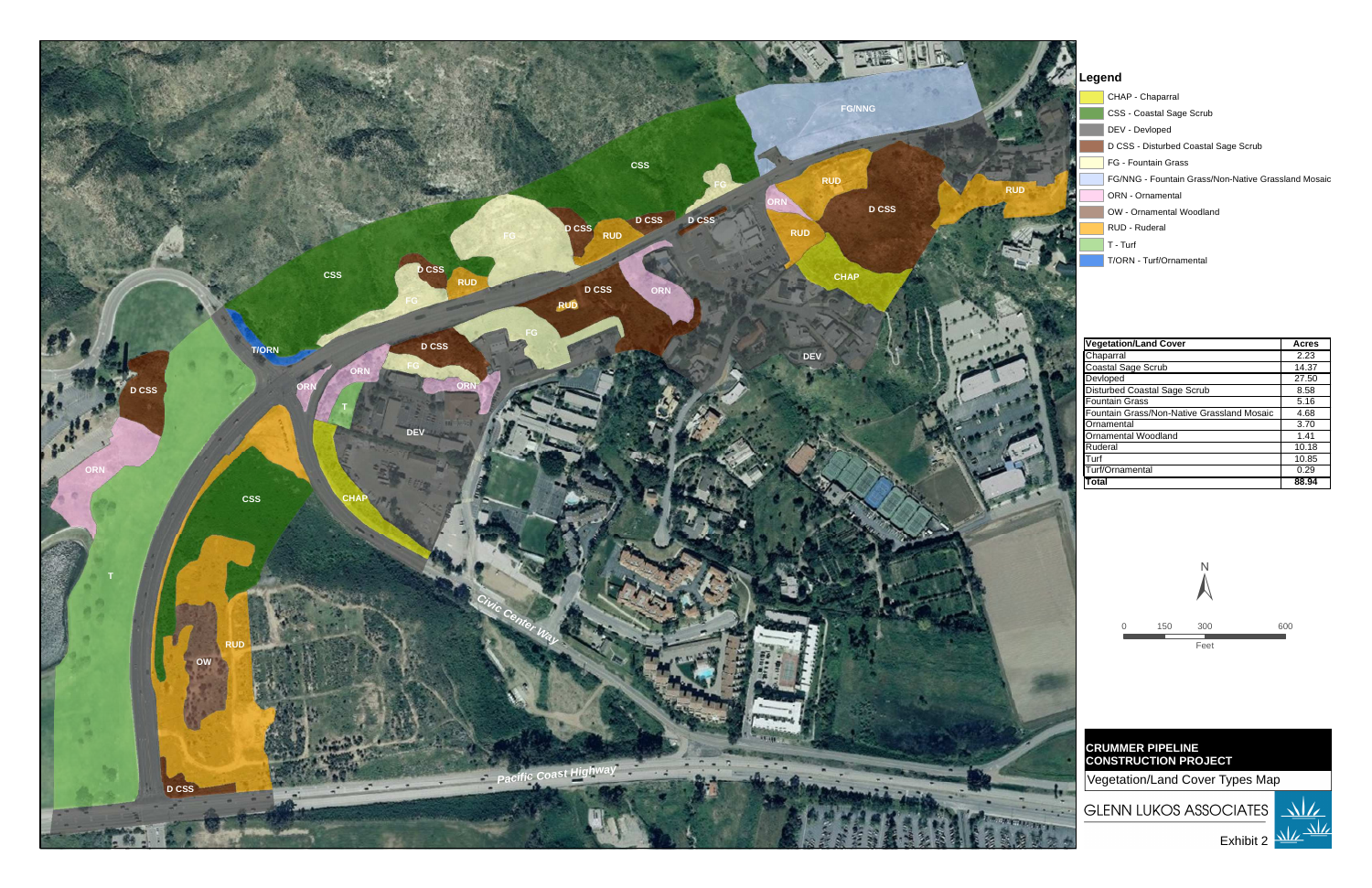## Legend

- CHAP - Chaparral
- CSS - Coastal Sage Scrub
- DEV - Devloped
- D CSS - Disturbed Coastal Sage Scrub
- FG - Fountain Grass
- FG/NNG - Fountain Grass/Non-Native Grassland Mosaic
- ORN - Ornamental
- OW - Ornamental Woodland
- RUD - Ruderal
- T - Turf
- T/ORN - Turf/Ornamental

| Vegetation/Land Cover | Acres |
| --- | --- |
| Chaparral | 2.23 |
| Coastal Sage Scrub | 14.37 |
| Devloped | 27.50 |
| Disturbed Coastal Sage Scrub | 8.58 |
| Fountain Grass | 5.16 |
| Fountain Grass/Non-Native Grassland Mosaic | 4.68 |
| Ornamental | 3.70 |
| Ornamental Woodland | 1.41 |
| Ruderal | 10.18 |
| Turf | 10.85 |
| Turf/Ornamental | 0.29 |
| **Total** | **88.94** |

N

0 150 300 600
Feet

Civic Center Way

Pacific Coast Highway

**CRUMMER PIPELINE CONSTRUCTION PROJECT**

Vegetation/Land Cover Types Map

GLENN LUKOS ASSOCIATES

Exhibit 2